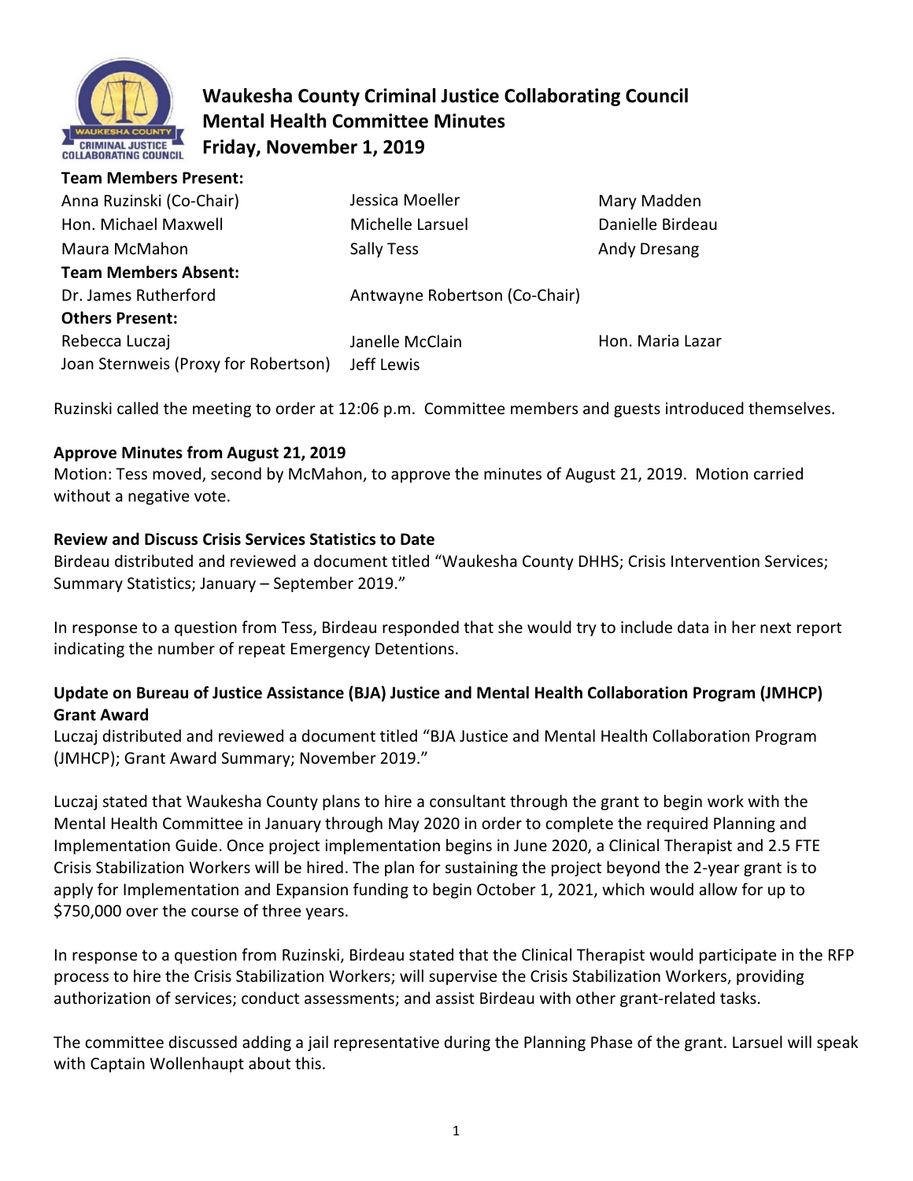# Waukesha County Criminal Justice Collaborating Council
## Mental Health Committee Minutes
## Friday, November 1, 2019

**Team Members Present:**

| | | |
|---|---|---|
| Anna Ruzinski (Co-Chair) | Jessica Moeller | Mary Madden |
| Hon. Michael Maxwell | Michelle Larsuel | Danielle Birdeau |
| Maura McMahon | Sally Tess | Andy Dresang |

**Team Members Absent:**

| | |
|---|---|
| Dr. James Rutherford | Antwayne Robertson (Co-Chair) |

**Others Present:**

| | | |
|---|---|---|
| Rebecca Luczaj | Janelle McClain | Hon. Maria Lazar |
| Joan Sternweis (Proxy for Robertson) | Jeff Lewis | |

Ruzinski called the meeting to order at 12:06 p.m. Committee members and guests introduced themselves.

**Approve Minutes from August 21, 2019**

Motion: Tess moved, second by McMahon, to approve the minutes of August 21, 2019. Motion carried without a negative vote.

**Review and Discuss Crisis Services Statistics to Date**

Birdeau distributed and reviewed a document titled "Waukesha County DHHS; Crisis Intervention Services; Summary Statistics; January – September 2019."

In response to a question from Tess, Birdeau responded that she would try to include data in her next report indicating the number of repeat Emergency Detentions.

**Update on Bureau of Justice Assistance (BJA) Justice and Mental Health Collaboration Program (JMHCP) Grant Award**

Luczaj distributed and reviewed a document titled "BJA Justice and Mental Health Collaboration Program (JMHCP); Grant Award Summary; November 2019."

Luczaj stated that Waukesha County plans to hire a consultant through the grant to begin work with the Mental Health Committee in January through May 2020 in order to complete the required Planning and Implementation Guide. Once project implementation begins in June 2020, a Clinical Therapist and 2.5 FTE Crisis Stabilization Workers will be hired. The plan for sustaining the project beyond the 2-year grant is to apply for Implementation and Expansion funding to begin October 1, 2021, which would allow for up to $750,000 over the course of three years.

In response to a question from Ruzinski, Birdeau stated that the Clinical Therapist would participate in the RFP process to hire the Crisis Stabilization Workers; will supervise the Crisis Stabilization Workers, providing authorization of services; conduct assessments; and assist Birdeau with other grant-related tasks.

The committee discussed adding a jail representative during the Planning Phase of the grant. Larsuel will speak with Captain Wollenhaupt about this.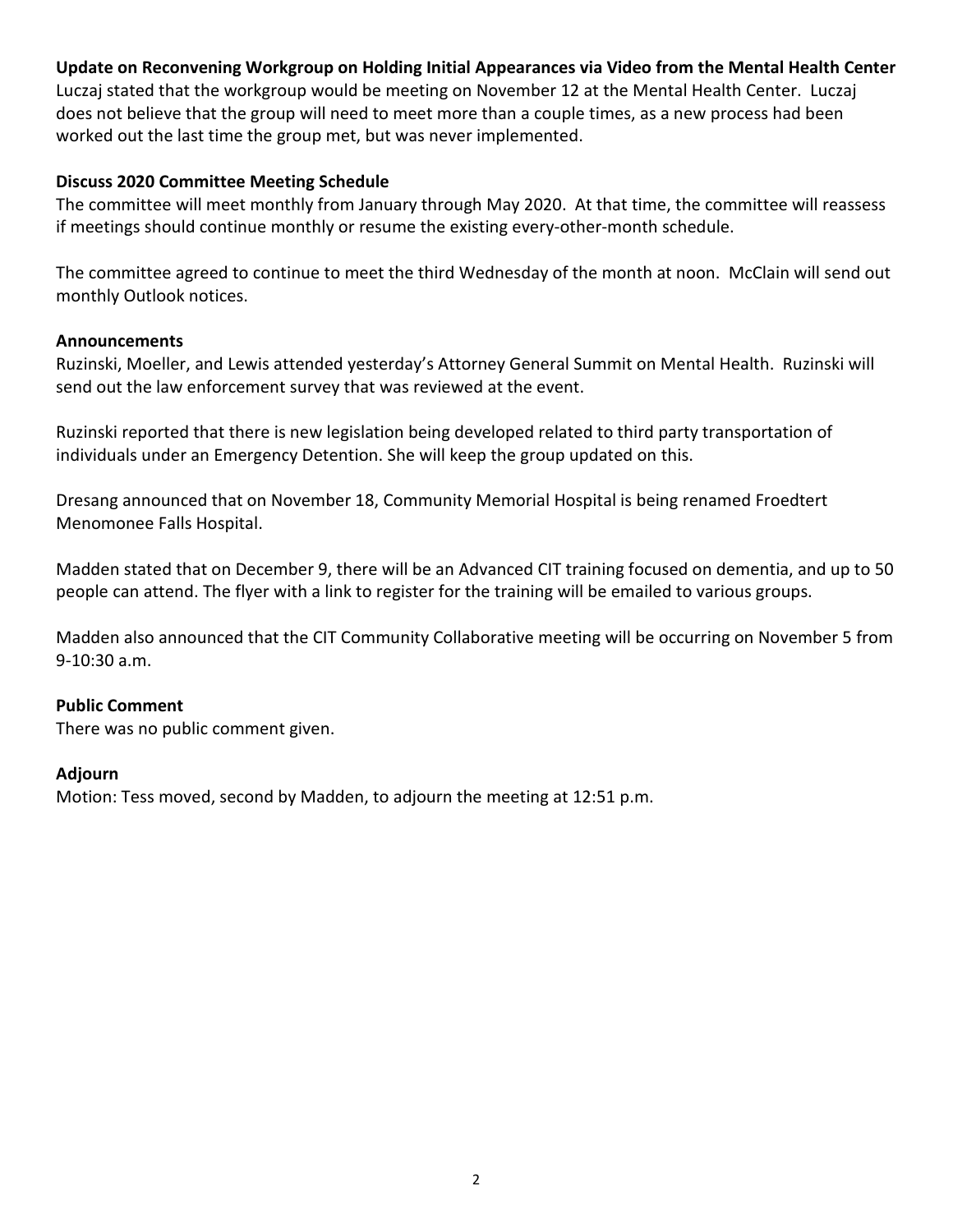**Update on Reconvening Workgroup on Holding Initial Appearances via Video from the Mental Health Center**

Luczaj stated that the workgroup would be meeting on November 12 at the Mental Health Center. Luczaj does not believe that the group will need to meet more than a couple times, as a new process had been worked out the last time the group met, but was never implemented.

**Discuss 2020 Committee Meeting Schedule**

The committee will meet monthly from January through May 2020. At that time, the committee will reassess if meetings should continue monthly or resume the existing every-other-month schedule.

The committee agreed to continue to meet the third Wednesday of the month at noon. McClain will send out monthly Outlook notices.

**Announcements**

Ruzinski, Moeller, and Lewis attended yesterday's Attorney General Summit on Mental Health. Ruzinski will send out the law enforcement survey that was reviewed at the event.

Ruzinski reported that there is new legislation being developed related to third party transportation of individuals under an Emergency Detention. She will keep the group updated on this.

Dresang announced that on November 18, Community Memorial Hospital is being renamed Froedtert Menomonee Falls Hospital.

Madden stated that on December 9, there will be an Advanced CIT training focused on dementia, and up to 50 people can attend. The flyer with a link to register for the training will be emailed to various groups.

Madden also announced that the CIT Community Collaborative meeting will be occurring on November 5 from 9-10:30 a.m.

**Public Comment**

There was no public comment given.

**Adjourn**

Motion: Tess moved, second by Madden, to adjourn the meeting at 12:51 p.m.